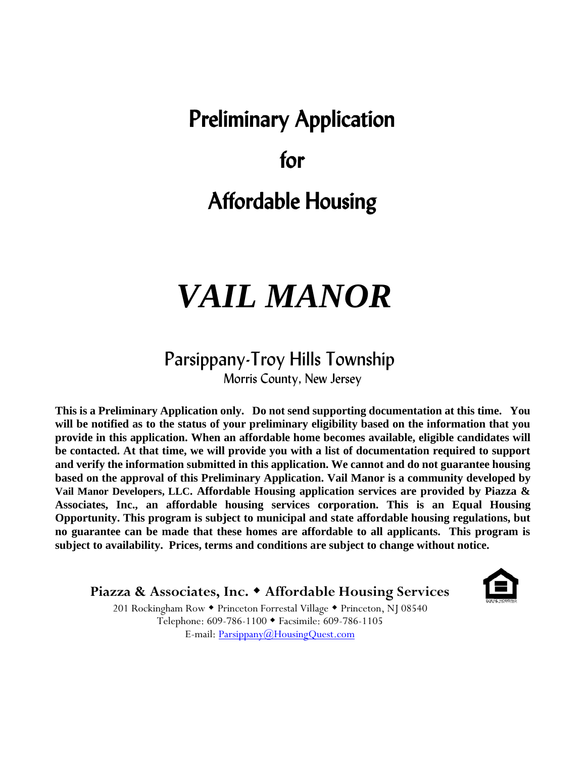# Preliminary Application

# for

# Affordable Housing

# *VAIL MANOR*

## Parsippany-Troy Hills Township

Morris County, New Jersey

**This is a Preliminary Application only. Do not send supporting documentation at this time. You will be notified as to the status of your preliminary eligibility based on the information that you provide in this application. When an affordable home becomes available, eligible candidates will be contacted. At that time, we will provide you with a list of documentation required to support and verify the information submitted in this application. We cannot and do not guarantee housing based on the approval of this Preliminary Application. Vail Manor is a community developed by Vail Manor Developers, LLC. Affordable Housing application services are provided by Piazza & Associates, Inc., an affordable housing services corporation. This is an Equal Housing Opportunity. This program is subject to municipal and state affordable housing regulations, but no guarantee can be made that these homes are affordable to all applicants. This program is subject to availability. Prices, terms and conditions are subject to change without notice.**

**Piazza & Associates, Inc. ◆ Affordable Housing Services**

201 Rockingham Row ◆ Princeton Forrestal Village ◆ Princeton, NJ 08540
Telephone: 609-786-1100 ◆ Facsimile: 609-786-1105
E-mail: Parsippany@HousingQuest.com

EQUAL HOUSING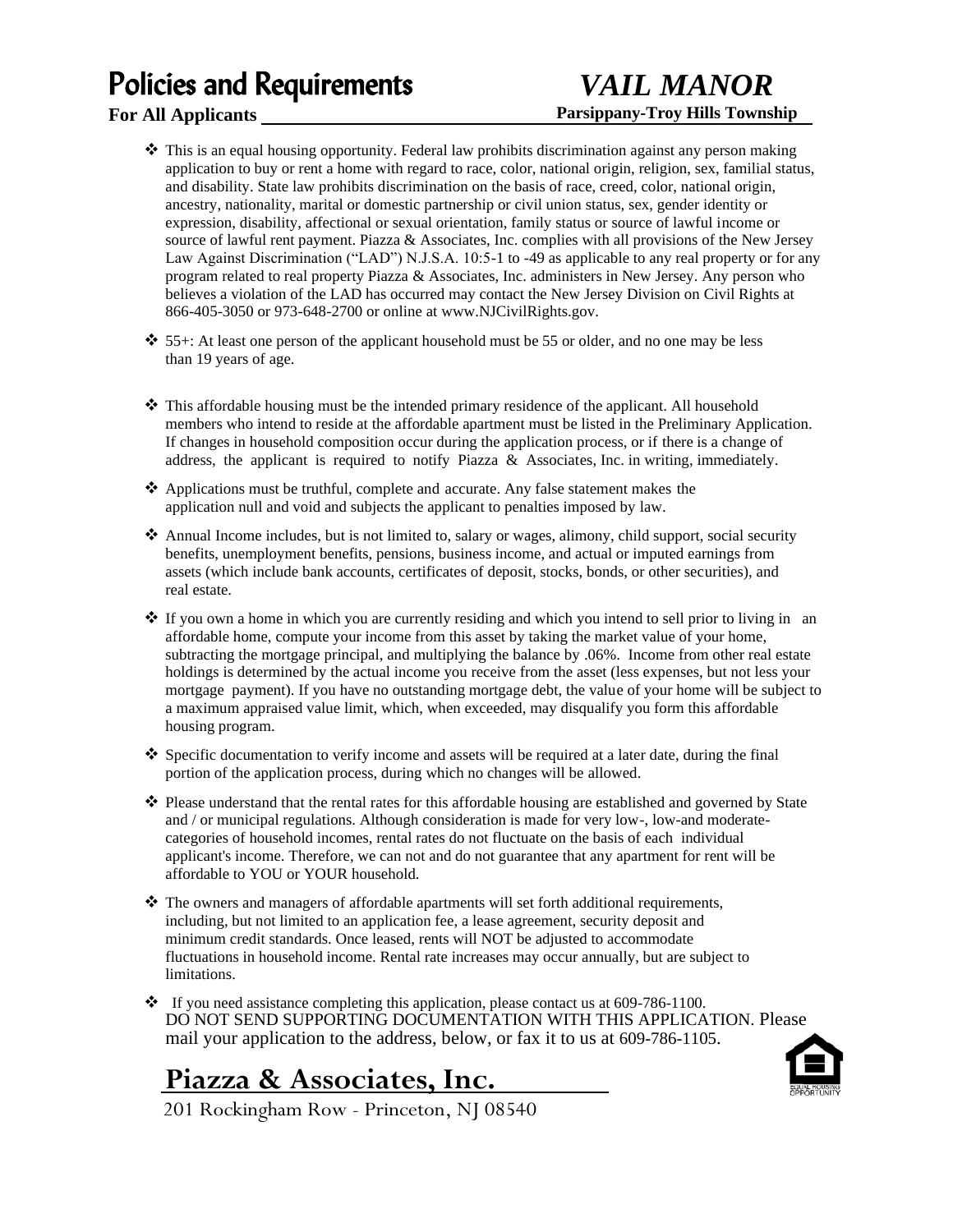# Policies and Requirements

# *VAIL MANOR*

**For All Applicants**

**Parsippany-Troy Hills Township**

- This is an equal housing opportunity. Federal law prohibits discrimination against any person making application to buy or rent a home with regard to race, color, national origin, religion, sex, familial status, and disability. State law prohibits discrimination on the basis of race, creed, color, national origin, ancestry, nationality, marital or domestic partnership or civil union status, sex, gender identity or expression, disability, affectional or sexual orientation, family status or source of lawful income or source of lawful rent payment. Piazza & Associates, Inc. complies with all provisions of the New Jersey Law Against Discrimination ("LAD") N.J.S.A. 10:5-1 to -49 as applicable to any real property or for any program related to real property Piazza & Associates, Inc. administers in New Jersey. Any person who believes a violation of the LAD has occurred may contact the New Jersey Division on Civil Rights at 866-405-3050 or 973-648-2700 or online at www.NJCivilRights.gov.
- 55+: At least one person of the applicant household must be 55 or older, and no one may be less than 19 years of age.
- This affordable housing must be the intended primary residence of the applicant. All household members who intend to reside at the affordable apartment must be listed in the Preliminary Application. If changes in household composition occur during the application process, or if there is a change of address, the applicant is required to notify Piazza & Associates, Inc. in writing, immediately.
- Applications must be truthful, complete and accurate. Any false statement makes the application null and void and subjects the applicant to penalties imposed by law.
- Annual Income includes, but is not limited to, salary or wages, alimony, child support, social security benefits, unemployment benefits, pensions, business income, and actual or imputed earnings from assets (which include bank accounts, certificates of deposit, stocks, bonds, or other securities), and real estate.
- If you own a home in which you are currently residing and which you intend to sell prior to living in an affordable home, compute your income from this asset by taking the market value of your home, subtracting the mortgage principal, and multiplying the balance by .06%. Income from other real estate holdings is determined by the actual income you receive from the asset (less expenses, but not less your mortgage payment). If you have no outstanding mortgage debt, the value of your home will be subject to a maximum appraised value limit, which, when exceeded, may disqualify you form this affordable housing program.
- Specific documentation to verify income and assets will be required at a later date, during the final portion of the application process, during which no changes will be allowed.
- Please understand that the rental rates for this affordable housing are established and governed by State and / or municipal regulations. Although consideration is made for very low-, low-and moderate-categories of household incomes, rental rates do not fluctuate on the basis of each individual applicant's income. Therefore, we can not and do not guarantee that any apartment for rent will be affordable to YOU or YOUR household.
- The owners and managers of affordable apartments will set forth additional requirements, including, but not limited to an application fee, a lease agreement, security deposit and minimum credit standards. Once leased, rents will NOT be adjusted to accommodate fluctuations in household income. Rental rate increases may occur annually, but are subject to limitations.
- If you need assistance completing this application, please contact us at 609-786-1100.
DO NOT SEND SUPPORTING DOCUMENTATION WITH THIS APPLICATION. Please mail your application to the address, below, or fax it to us at 609-786-1105.

## Piazza & Associates, Inc.

201 Rockingham Row - Princeton, NJ 08540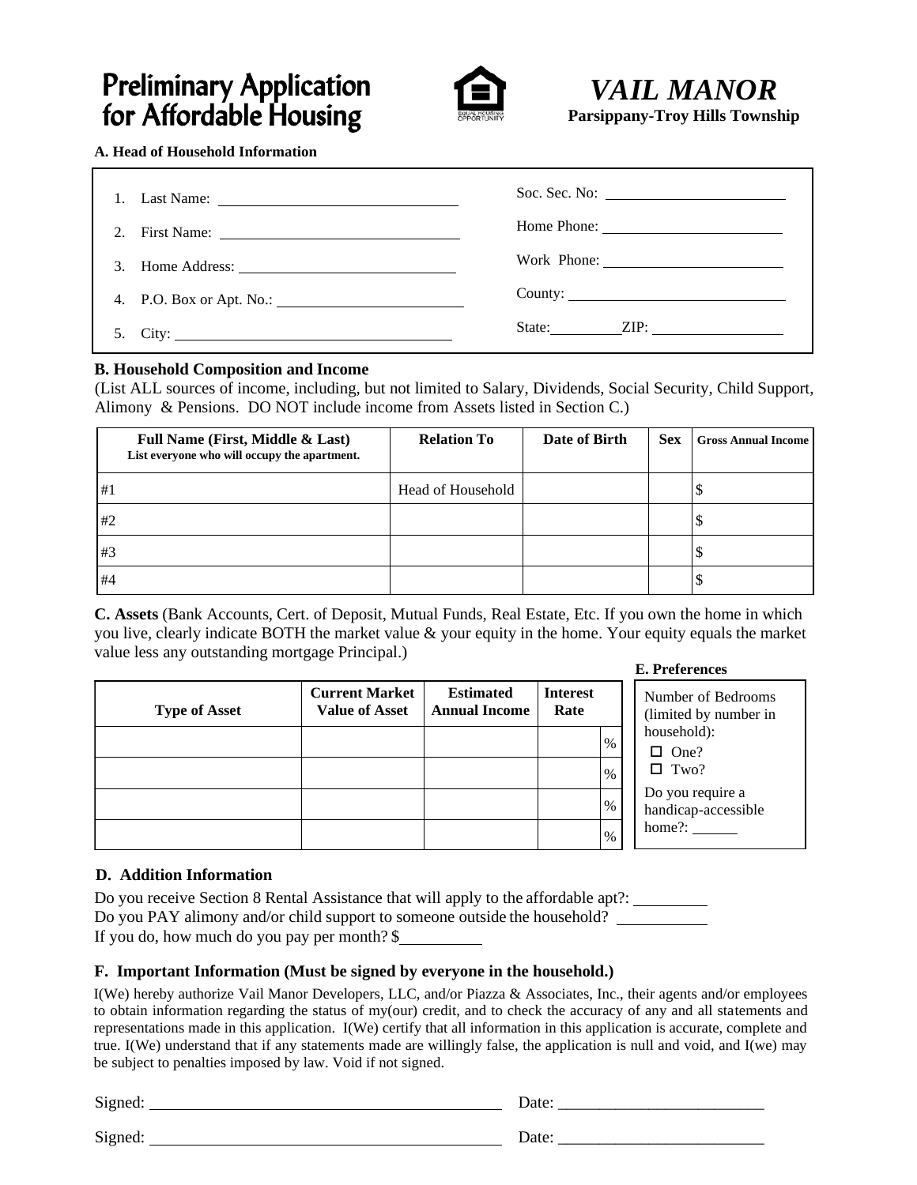# Preliminary Application for Affordable Housing

## *VAIL MANOR*

**Parsippany-Troy Hills Township**

**A. Head of Household Information**

1. Last Name: ______________________
2. First Name: ______________________
3. Home Address: ______________________
4. P.O. Box or Apt. No.: ______________________
5. City: ______________________

Soc. Sec. No: ______________________

Home Phone: ______________________

Work Phone: ______________________

County: ______________________

State: ________ ZIP: ______________

**B. Household Composition and Income**

(List ALL sources of income, including, but not limited to Salary, Dividends, Social Security, Child Support, Alimony & Pensions. DO NOT include income from Assets listed in Section C.)

| **Full Name (First, Middle & Last)** List everyone who will occupy the apartment. | **Relation To** | **Date of Birth** | **Sex** | **Gross Annual Income** |
|---|---|---|---|---|
| #1 | Head of Household | | | $ |
| #2 | | | | $ |
| #3 | | | | $ |
| #4 | | | | $ |

**C. Assets** (Bank Accounts, Cert. of Deposit, Mutual Funds, Real Estate, Etc. If you own the home in which you live, clearly indicate BOTH the market value & your equity in the home. Your equity equals the market value less any outstanding mortgage Principal.)

| **Type of Asset** | **Current Market Value of Asset** | **Estimated Annual Income** | **Interest Rate** |
|---|---|---|---|
| | | | % |
| | | | % |
| | | | % |
| | | | % |

**E. Preferences**

Number of Bedrooms (limited by number in household):

- ☐ One?
- ☐ Two?

Do you require a handicap-accessible home?: ______

**D. Addition Information**

Do you receive Section 8 Rental Assistance that will apply to the affordable apt?: ________

Do you PAY alimony and/or child support to someone outside the household? ________

If you do, how much do you pay per month? $________

**F. Important Information (Must be signed by everyone in the household.)**

I(We) hereby authorize Vail Manor Developers, LLC, and/or Piazza & Associates, Inc., their agents and/or employees to obtain information regarding the status of my(our) credit, and to check the accuracy of any and all statements and representations made in this application. I(We) certify that all information in this application is accurate, complete and true. I(We) understand that if any statements made are willingly false, the application is null and void, and I(we) may be subject to penalties imposed by law. Void if not signed.

Signed: ______________________ Date: ______________________

Signed: ______________________ Date: ______________________